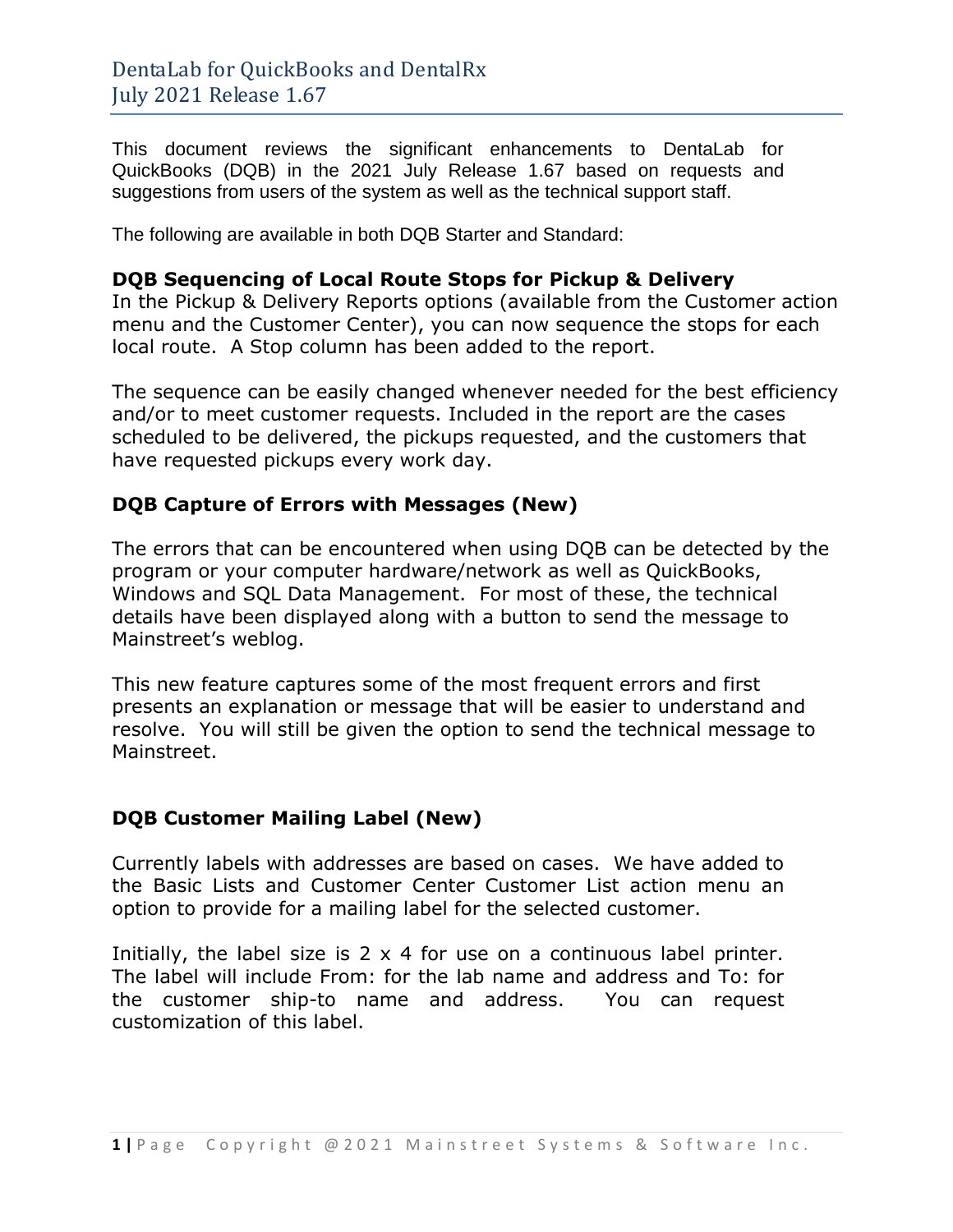# DentaLab for QuickBooks and DentalRx
## July 2021 Release 1.67

This document reviews the significant enhancements to DentaLab for QuickBooks (DQB) in the 2021 July Release 1.67 based on requests and suggestions from users of the system as well as the technical support staff.

The following are available in both DQB Starter and Standard:

### DQB Sequencing of Local Route Stops for Pickup & Delivery

In the Pickup & Delivery Reports options (available from the Customer action menu and the Customer Center), you can now sequence the stops for each local route. A Stop column has been added to the report.

The sequence can be easily changed whenever needed for the best efficiency and/or to meet customer requests. Included in the report are the cases scheduled to be delivered, the pickups requested, and the customers that have requested pickups every work day.

### DQB Capture of Errors with Messages (New)

The errors that can be encountered when using DQB can be detected by the program or your computer hardware/network as well as QuickBooks, Windows and SQL Data Management. For most of these, the technical details have been displayed along with a button to send the message to Mainstreet's weblog.

This new feature captures some of the most frequent errors and first presents an explanation or message that will be easier to understand and resolve. You will still be given the option to send the technical message to Mainstreet.

### DQB Customer Mailing Label (New)

Currently labels with addresses are based on cases. We have added to the Basic Lists and Customer Center Customer List action menu an option to provide for a mailing label for the selected customer.

Initially, the label size is 2 x 4 for use on a continuous label printer. The label will include From: for the lab name and address and To: for the customer ship-to name and address. You can request customization of this label.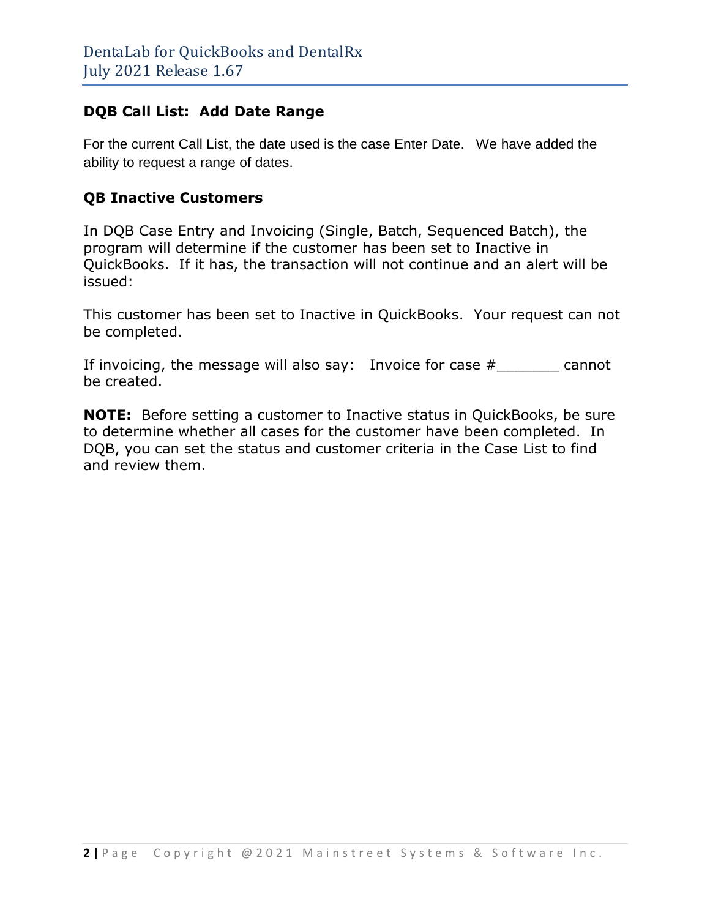### DQB Call List: Add Date Range

For the current Call List, the date used is the case Enter Date. We have added the ability to request a range of dates.

### QB Inactive Customers

In DQB Case Entry and Invoicing (Single, Batch, Sequenced Batch), the program will determine if the customer has been set to Inactive in QuickBooks. If it has, the transaction will not continue and an alert will be issued:

This customer has been set to Inactive in QuickBooks. Your request can not be completed.

If invoicing, the message will also say: Invoice for case #_______ cannot be created.

**NOTE:** Before setting a customer to Inactive status in QuickBooks, be sure to determine whether all cases for the customer have been completed. In DQB, you can set the status and customer criteria in the Case List to find and review them.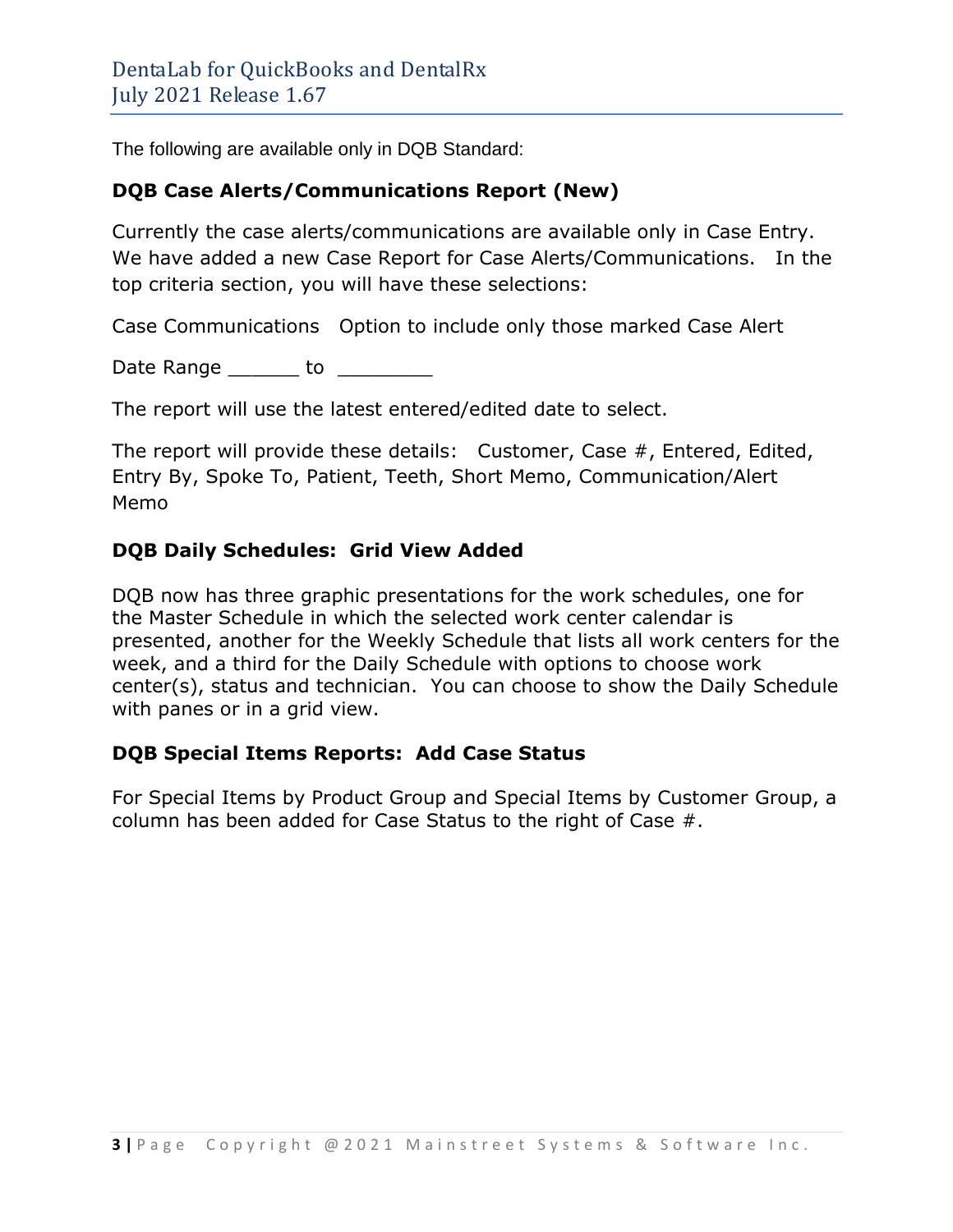The following are available only in DQB Standard:

### DQB Case Alerts/Communications Report (New)

Currently the case alerts/communications are available only in Case Entry. We have added a new Case Report for Case Alerts/Communications. In the top criteria section, you will have these selections:

Case Communications Option to include only those marked Case Alert

Date Range ______ to ________

The report will use the latest entered/edited date to select.

The report will provide these details: Customer, Case #, Entered, Edited, Entry By, Spoke To, Patient, Teeth, Short Memo, Communication/Alert Memo

### DQB Daily Schedules: Grid View Added

DQB now has three graphic presentations for the work schedules, one for the Master Schedule in which the selected work center calendar is presented, another for the Weekly Schedule that lists all work centers for the week, and a third for the Daily Schedule with options to choose work center(s), status and technician. You can choose to show the Daily Schedule with panes or in a grid view.

### DQB Special Items Reports: Add Case Status

For Special Items by Product Group and Special Items by Customer Group, a column has been added for Case Status to the right of Case #.